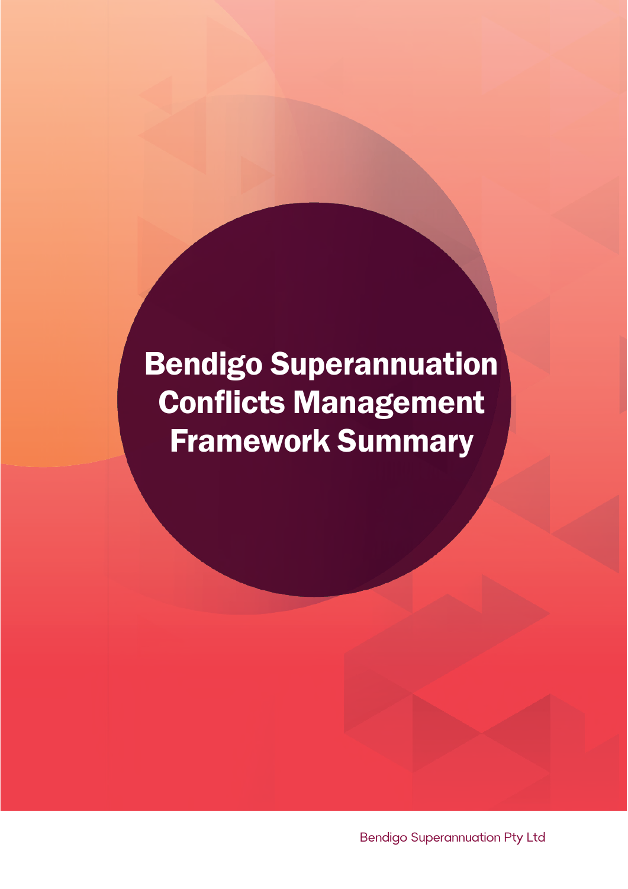# Bendigo Superannuation Conflicts Management Framework Summary

Bendigo Superannuation Pty Ltd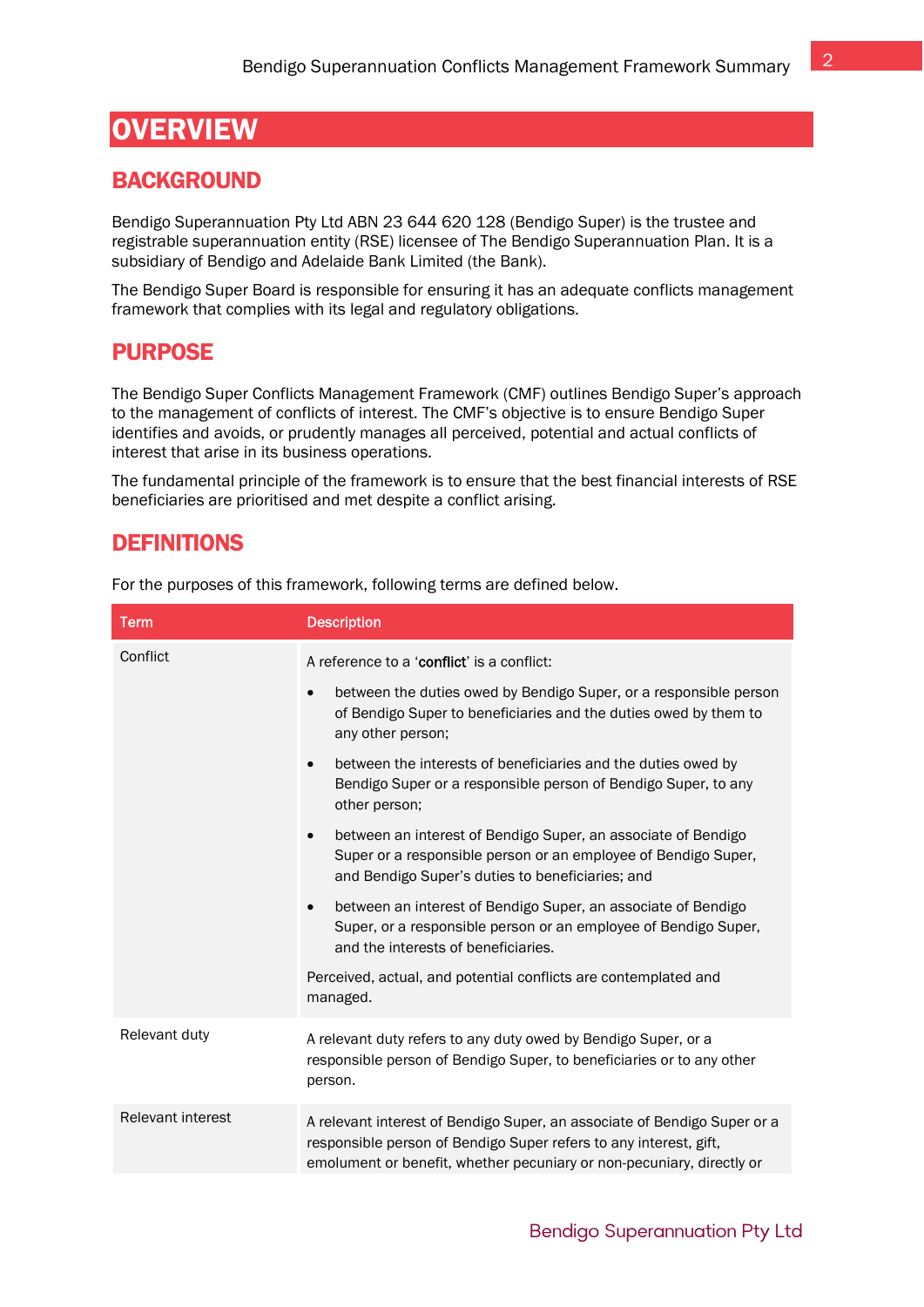# OVERVIEW

## BACKGROUND

Bendigo Superannuation Pty Ltd ABN 23 644 620 128 (Bendigo Super) is the trustee and registrable superannuation entity (RSE) licensee of The Bendigo Superannuation Plan. It is a subsidiary of Bendigo and Adelaide Bank Limited (the Bank).

The Bendigo Super Board is responsible for ensuring it has an adequate conflicts management framework that complies with its legal and regulatory obligations.

## PURPOSE

The Bendigo Super Conflicts Management Framework (CMF) outlines Bendigo Super's approach to the management of conflicts of interest. The CMF's objective is to ensure Bendigo Super identifies and avoids, or prudently manages all perceived, potential and actual conflicts of interest that arise in its business operations.

The fundamental principle of the framework is to ensure that the best financial interests of RSE beneficiaries are prioritised and met despite a conflict arising.

## DEFINITIONS

For the purposes of this framework, following terms are defined below.

| Term | Description |
|---|---|
| Conflict | A reference to a '**conflict**' is a conflict:<br>• between the duties owed by Bendigo Super, or a responsible person of Bendigo Super to beneficiaries and the duties owed by them to any other person;<br>• between the interests of beneficiaries and the duties owed by Bendigo Super or a responsible person of Bendigo Super, to any other person;<br>• between an interest of Bendigo Super, an associate of Bendigo Super or a responsible person or an employee of Bendigo Super, and Bendigo Super's duties to beneficiaries; and<br>• between an interest of Bendigo Super, an associate of Bendigo Super, or a responsible person or an employee of Bendigo Super, and the interests of beneficiaries.<br>Perceived, actual, and potential conflicts are contemplated and managed. |
| Relevant duty | A relevant duty refers to any duty owed by Bendigo Super, or a responsible person of Bendigo Super, to beneficiaries or to any other person. |
| Relevant interest | A relevant interest of Bendigo Super, an associate of Bendigo Super or a responsible person of Bendigo Super refers to any interest, gift, emolument or benefit, whether pecuniary or non-pecuniary, directly or |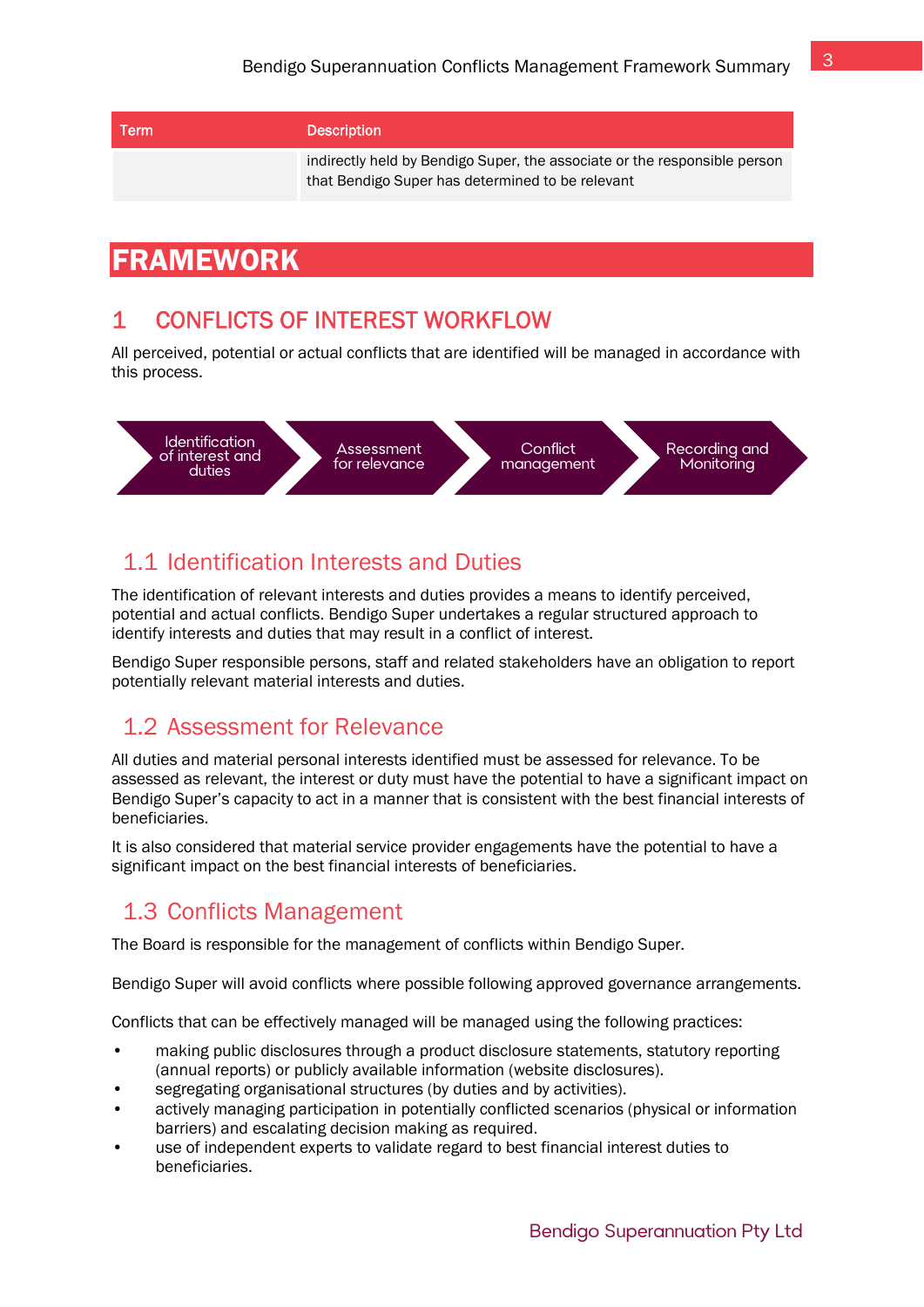| Term | Description |
| --- | --- |
| | indirectly held by Bendigo Super, the associate or the responsible person that Bendigo Super has determined to be relevant |

# FRAMEWORK

## 1 CONFLICTS OF INTEREST WORKFLOW

All perceived, potential or actual conflicts that are identified will be managed in accordance with this process.

Identification of interest and duties → Assessment for relevance → Conflict management → Recording and Monitoring

### 1.1 Identification Interests and Duties

The identification of relevant interests and duties provides a means to identify perceived, potential and actual conflicts. Bendigo Super undertakes a regular structured approach to identify interests and duties that may result in a conflict of interest.

Bendigo Super responsible persons, staff and related stakeholders have an obligation to report potentially relevant material interests and duties.

### 1.2 Assessment for Relevance

All duties and material personal interests identified must be assessed for relevance. To be assessed as relevant, the interest or duty must have the potential to have a significant impact on Bendigo Super's capacity to act in a manner that is consistent with the best financial interests of beneficiaries.

It is also considered that material service provider engagements have the potential to have a significant impact on the best financial interests of beneficiaries.

### 1.3 Conflicts Management

The Board is responsible for the management of conflicts within Bendigo Super.

Bendigo Super will avoid conflicts where possible following approved governance arrangements.

Conflicts that can be effectively managed will be managed using the following practices:

- making public disclosures through a product disclosure statements, statutory reporting (annual reports) or publicly available information (website disclosures).
- segregating organisational structures (by duties and by activities).
- actively managing participation in potentially conflicted scenarios (physical or information barriers) and escalating decision making as required.
- use of independent experts to validate regard to best financial interest duties to beneficiaries.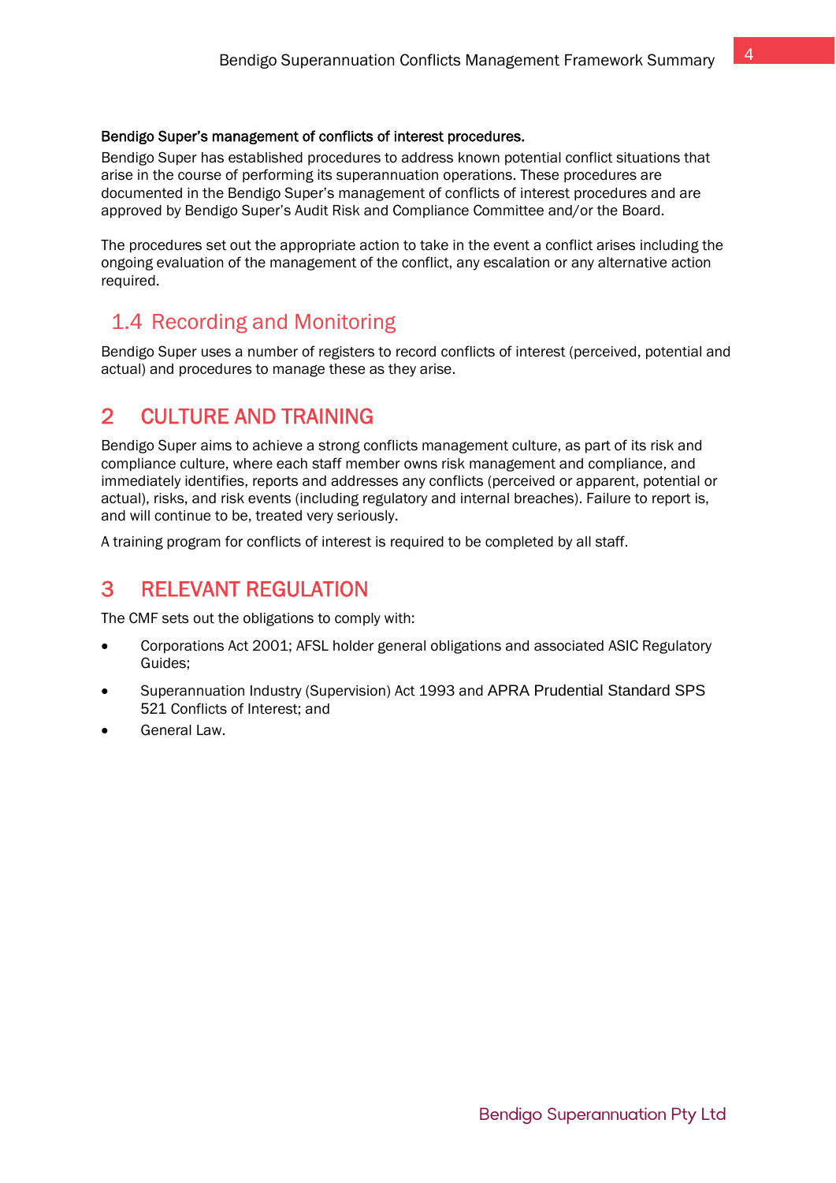**Bendigo Super's management of conflicts of interest procedures.**

Bendigo Super has established procedures to address known potential conflict situations that arise in the course of performing its superannuation operations. These procedures are documented in the Bendigo Super's management of conflicts of interest procedures and are approved by Bendigo Super's Audit Risk and Compliance Committee and/or the Board.

The procedures set out the appropriate action to take in the event a conflict arises including the ongoing evaluation of the management of the conflict, any escalation or any alternative action required.

### 1.4 Recording and Monitoring

Bendigo Super uses a number of registers to record conflicts of interest (perceived, potential and actual) and procedures to manage these as they arise.

## 2 CULTURE AND TRAINING

Bendigo Super aims to achieve a strong conflicts management culture, as part of its risk and compliance culture, where each staff member owns risk management and compliance, and immediately identifies, reports and addresses any conflicts (perceived or apparent, potential or actual), risks, and risk events (including regulatory and internal breaches). Failure to report is, and will continue to be, treated very seriously.

A training program for conflicts of interest is required to be completed by all staff.

## 3 RELEVANT REGULATION

The CMF sets out the obligations to comply with:

- Corporations Act 2001; AFSL holder general obligations and associated ASIC Regulatory Guides;
- Superannuation Industry (Supervision) Act 1993 and APRA Prudential Standard SPS 521 Conflicts of Interest; and
- General Law.